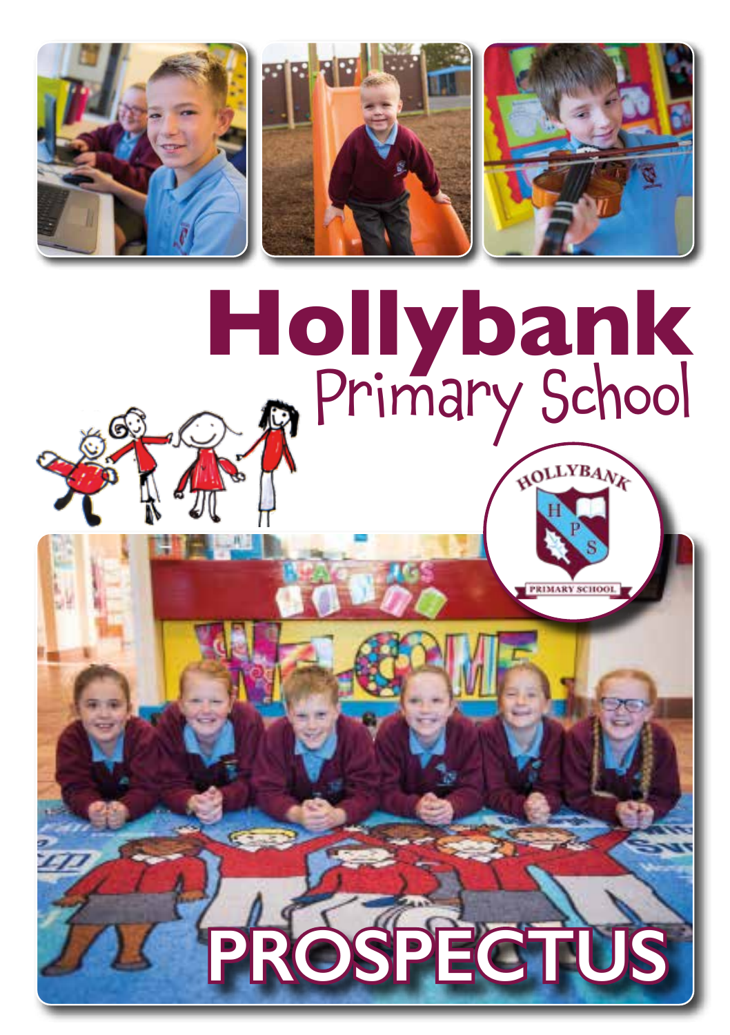# Hollybank
## Primary School

# PROSPECTUS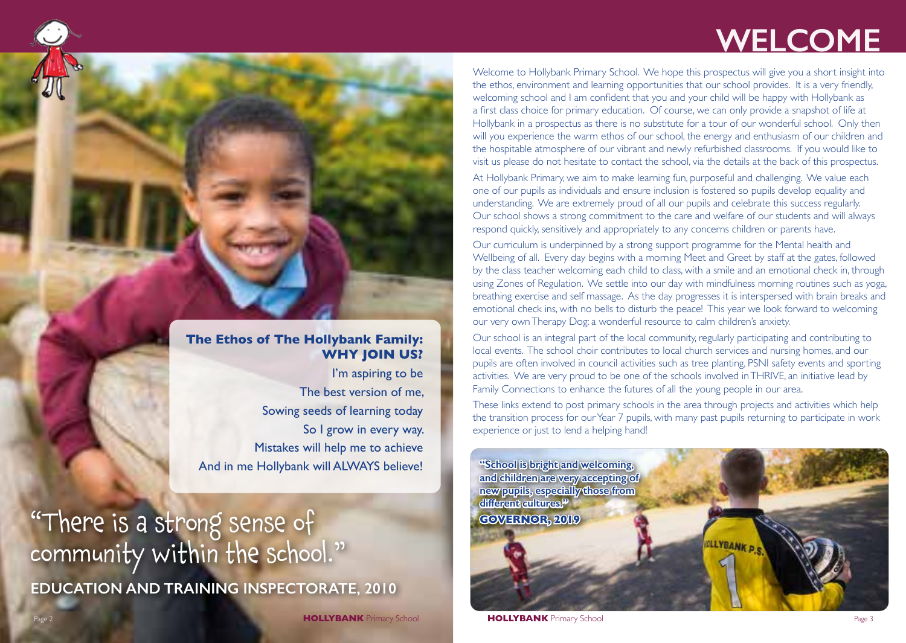# WELCOME

Welcome to Hollybank Primary School. We hope this prospectus will give you a short insight into the ethos, environment and learning opportunities that our school provides. It is a very friendly, welcoming school and I am confident that you and your child will be happy with Hollybank as a first class choice for primary education. Of course, we can only provide a snapshot of life at Hollybank in a prospectus as there is no substitute for a tour of our wonderful school. Only then will you experience the warm ethos of our school, the energy and enthusiasm of our children and the hospitable atmosphere of our vibrant and newly refurbished classrooms. If you would like to visit us please do not hesitate to contact the school, via the details at the back of this prospectus.

At Hollybank Primary, we aim to make learning fun, purposeful and challenging. We value each one of our pupils as individuals and ensure inclusion is fostered so pupils develop equality and understanding. We are extremely proud of all our pupils and celebrate this success regularly. Our school shows a strong commitment to the care and welfare of our students and will always respond quickly, sensitively and appropriately to any concerns children or parents have.

Our curriculum is underpinned by a strong support programme for the Mental health and Wellbeing of all. Every day begins with a morning Meet and Greet by staff at the gates, followed by the class teacher welcoming each child to class, with a smile and an emotional check in, through using Zones of Regulation. We settle into our day with mindfulness morning routines such as yoga, breathing exercise and self massage. As the day progresses it is interspersed with brain breaks and emotional check ins, with no bells to disturb the peace! This year we look forward to welcoming our very own Therapy Dog: a wonderful resource to calm children's anxiety.

Our school is an integral part of the local community, regularly participating and contributing to local events. The school choir contributes to local church services and nursing homes, and our pupils are often involved in council activities such as tree planting, PSNI safety events and sporting activities. We are very proud to be one of the schools involved in THRIVE, an initiative lead by Family Connections to enhance the futures of all the young people in our area.

These links extend to post primary schools in the area through projects and activities which help the transition process for our Year 7 pupils, with many past pupils returning to participate in work experience or just to lend a helping hand!

**The Ethos of The Hollybank Family: WHY JOIN US?**

I'm aspiring to be
The best version of me,
Sowing seeds of learning today
So I grow in every way.
Mistakes will help me to achieve
And in me Hollybank will ALWAYS believe!

"There is a strong sense of community within the school."

**EDUCATION AND TRAINING INSPECTORATE, 2010**

**"School is bright and welcoming, and children are very accepting of new pupils, especially those from different cultures."**

**GOVERNOR, 2019**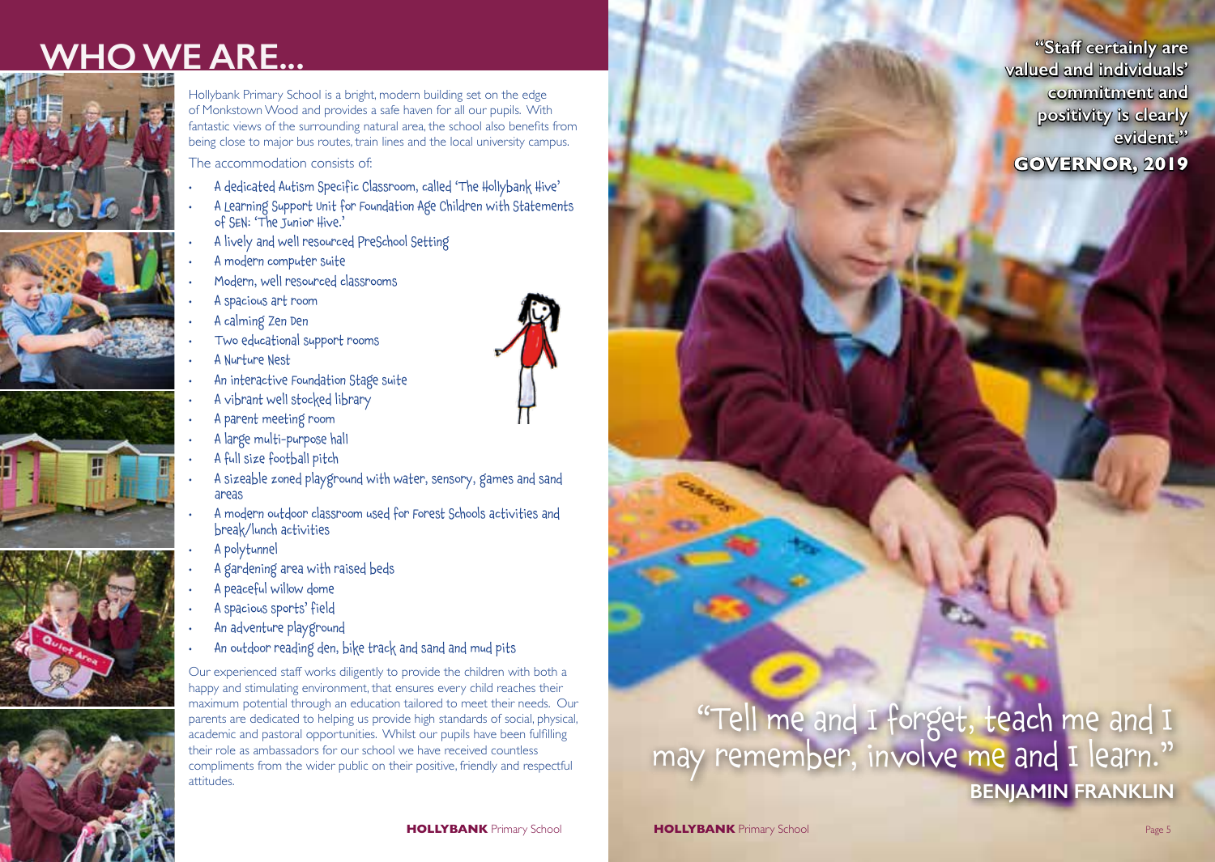# WHO WE ARE...

Hollybank Primary School is a bright, modern building set on the edge of Monkstown Wood and provides a safe haven for all our pupils. With fantastic views of the surrounding natural area, the school also benefits from being close to major bus routes, train lines and the local university campus.

The accommodation consists of:

- A dedicated Autism Specific Classroom, called 'The Hollybank Hive'
- A Learning Support Unit for Foundation Age Children with Statements of SEN: 'The Junior Hive.'
- A lively and well resourced PreSchool Setting
- A modern computer suite
- Modern, well resourced classrooms
- A spacious art room
- A calming Zen Den
- Two educational support rooms
- A Nurture Nest
- An interactive Foundation Stage suite
- A vibrant well stocked library
- A parent meeting room
- A large multi-purpose hall
- A full size football pitch
- A sizeable zoned playground with water, sensory, games and sand areas
- A modern outdoor classroom used for Forest Schools activities and break/lunch activities
- A polytunnel
- A gardening area with raised beds
- A peaceful willow dome
- A spacious sports' field
- An adventure playground
- An outdoor reading den, bike track and sand and mud pits

Our experienced staff works diligently to provide the children with both a happy and stimulating environment, that ensures every child reaches their maximum potential through an education tailored to meet their needs. Our parents are dedicated to helping us provide high standards of social, physical, academic and pastoral opportunities. Whilst our pupils have been fulfilling their role as ambassadors for our school we have received countless compliments from the wider public on their positive, friendly and respectful attitudes.

**"Staff certainly are valued and individuals' commitment and positivity is clearly evident."**
**GOVERNOR, 2019**

"Tell me and I forget, teach me and I may remember, involve me and I learn."
**BENJAMIN FRANKLIN**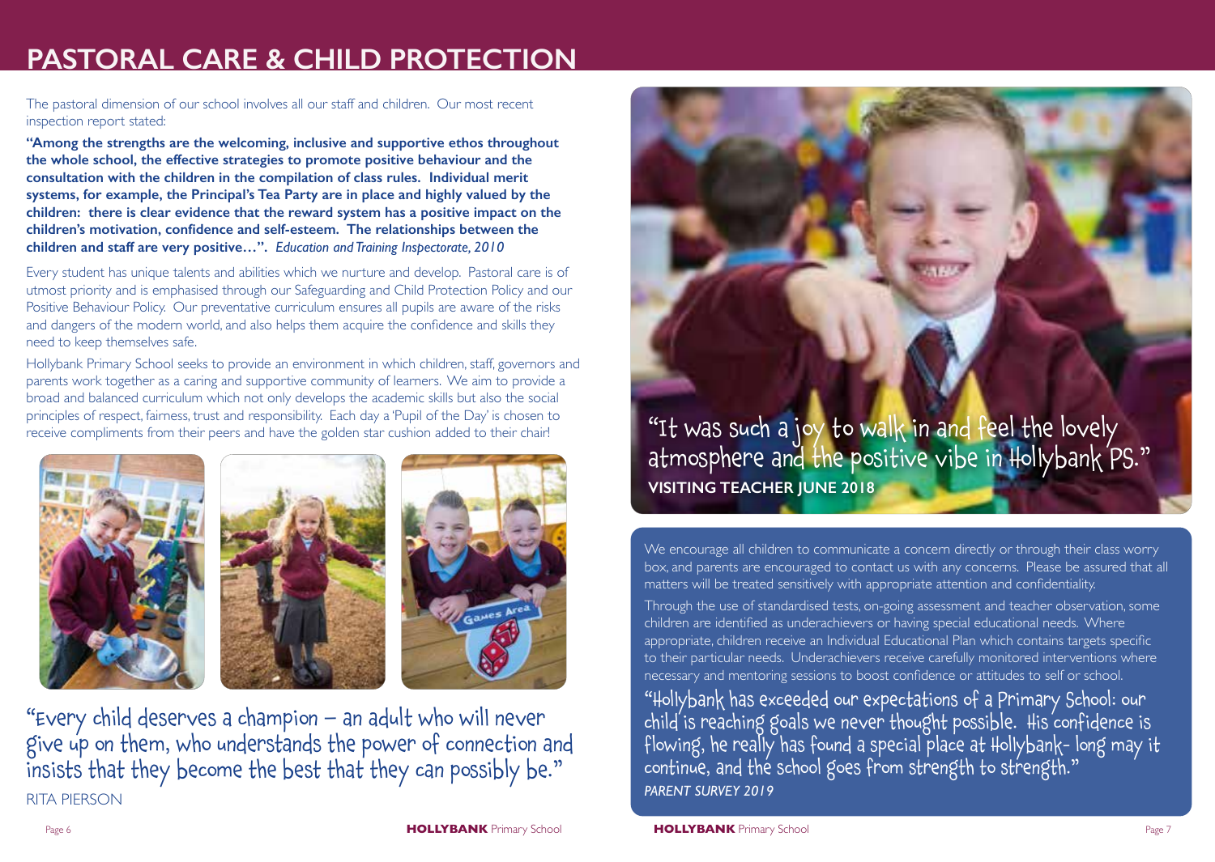# PASTORAL CARE & CHILD PROTECTION

The pastoral dimension of our school involves all our staff and children. Our most recent inspection report stated:

**"Among the strengths are the welcoming, inclusive and supportive ethos throughout the whole school, the effective strategies to promote positive behaviour and the consultation with the children in the compilation of class rules. Individual merit systems, for example, the Principal's Tea Party are in place and highly valued by the children: there is clear evidence that the reward system has a positive impact on the children's motivation, confidence and self-esteem. The relationships between the children and staff are very positive…".** *Education and Training Inspectorate, 2010*

Every student has unique talents and abilities which we nurture and develop. Pastoral care is of utmost priority and is emphasised through our Safeguarding and Child Protection Policy and our Positive Behaviour Policy. Our preventative curriculum ensures all pupils are aware of the risks and dangers of the modern world, and also helps them acquire the confidence and skills they need to keep themselves safe.

Hollybank Primary School seeks to provide an environment in which children, staff, governors and parents work together as a caring and supportive community of learners. We aim to provide a broad and balanced curriculum which not only develops the academic skills but also the social principles of respect, fairness, trust and responsibility. Each day a 'Pupil of the Day' is chosen to receive compliments from their peers and have the golden star cushion added to their chair!

"Every child deserves a champion – an adult who will never give up on them, who understands the power of connection and insists that they become the best that they can possibly be."

RITA PIERSON

"It was such a joy to walk in and feel the lovely atmosphere and the positive vibe in Hollybank PS."

**VISITING TEACHER JUNE 2018**

We encourage all children to communicate a concern directly or through their class worry box, and parents are encouraged to contact us with any concerns. Please be assured that all matters will be treated sensitively with appropriate attention and confidentiality.

Through the use of standardised tests, on-going assessment and teacher observation, some children are identified as underachievers or having special educational needs. Where appropriate, children receive an Individual Educational Plan which contains targets specific to their particular needs. Underachievers receive carefully monitored interventions where necessary and mentoring sessions to boost confidence or attitudes to self or school.

"Hollybank has exceeded our expectations of a Primary School: our child is reaching goals we never thought possible. His confidence is flowing, he really has found a special place at Hollybank- long may it continue, and the school goes from strength to strength."

***PARENT SURVEY 2019***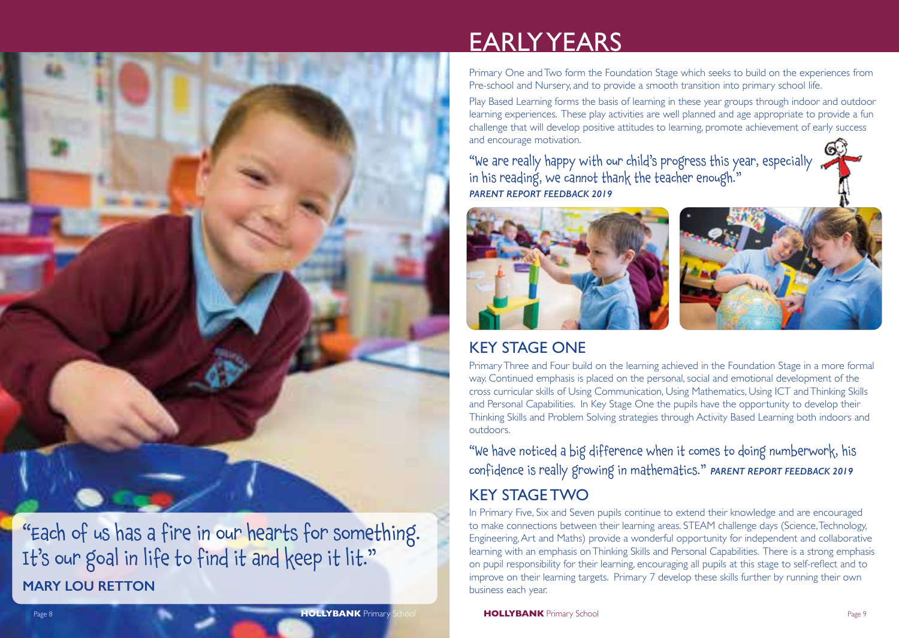"Each of us has a fire in our hearts for something. It's our goal in life to find it and keep it lit."

**MARY LOU RETTON**

# EARLY YEARS

Primary One and Two form the Foundation Stage which seeks to build on the experiences from Pre-school and Nursery, and to provide a smooth transition into primary school life.

Play Based Learning forms the basis of learning in these year groups through indoor and outdoor learning experiences. These play activities are well planned and age appropriate to provide a fun challenge that will develop positive attitudes to learning, promote achievement of early success and encourage motivation.

"We are really happy with our child's progress this year, especially in his reading, we cannot thank the teacher enough."
***PARENT REPORT FEEDBACK 2019***

## KEY STAGE ONE

Primary Three and Four build on the learning achieved in the Foundation Stage in a more formal way. Continued emphasis is placed on the personal, social and emotional development of the cross curricular skills of Using Communication, Using Mathematics, Using ICT and Thinking Skills and Personal Capabilities. In Key Stage One the pupils have the opportunity to develop their Thinking Skills and Problem Solving strategies through Activity Based Learning both indoors and outdoors.

"We have noticed a big difference when it comes to doing numberwork, his confidence is really growing in mathematics." ***PARENT REPORT FEEDBACK 2019***

## KEY STAGE TWO

In Primary Five, Six and Seven pupils continue to extend their knowledge and are encouraged to make connections between their learning areas. STEAM challenge days (Science, Technology, Engineering, Art and Maths) provide a wonderful opportunity for independent and collaborative learning with an emphasis on Thinking Skills and Personal Capabilities. There is a strong emphasis on pupil responsibility for their learning, encouraging all pupils at this stage to self-reflect and to improve on their learning targets. Primary 7 develop these skills further by running their own business each year.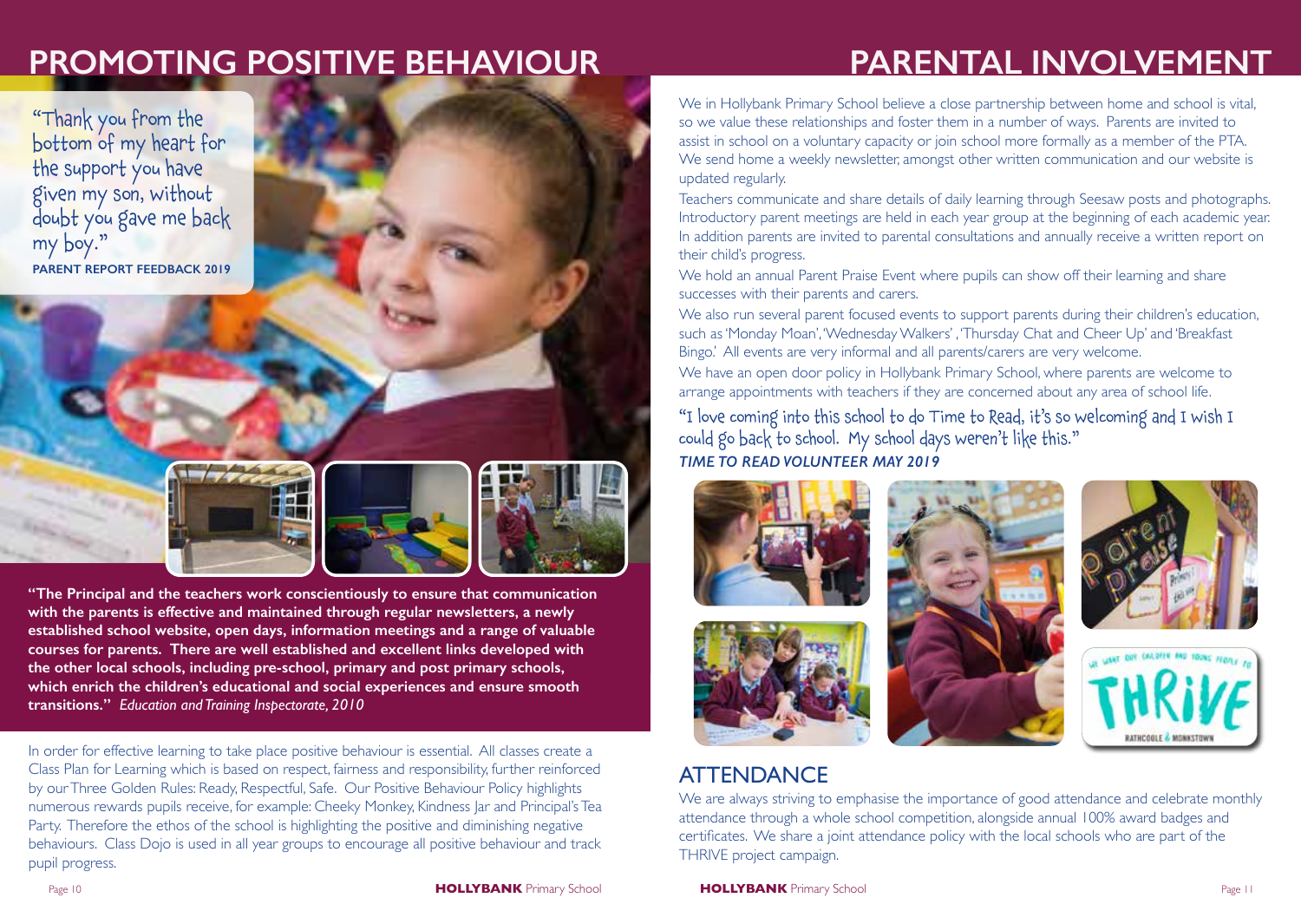# PROMOTING POSITIVE BEHAVIOUR

"Thank you from the bottom of my heart for the support you have given my son, without doubt you gave me back my boy."

**PARENT REPORT FEEDBACK 2019**

**"The Principal and the teachers work conscientiously to ensure that communication with the parents is effective and maintained through regular newsletters, a newly established school website, open days, information meetings and a range of valuable courses for parents. There are well established and excellent links developed with the other local schools, including pre-school, primary and post primary schools, which enrich the children's educational and social experiences and ensure smooth transitions."** *Education and Training Inspectorate, 2010*

In order for effective learning to take place positive behaviour is essential. All classes create a Class Plan for Learning which is based on respect, fairness and responsibility, further reinforced by our Three Golden Rules: Ready, Respectful, Safe. Our Positive Behaviour Policy highlights numerous rewards pupils receive, for example: Cheeky Monkey, Kindness Jar and Principal's Tea Party. Therefore the ethos of the school is highlighting the positive and diminishing negative behaviours. Class Dojo is used in all year groups to encourage all positive behaviour and track pupil progress.

# PARENTAL INVOLVEMENT

We in Hollybank Primary School believe a close partnership between home and school is vital, so we value these relationships and foster them in a number of ways. Parents are invited to assist in school on a voluntary capacity or join school more formally as a member of the PTA. We send home a weekly newsletter, amongst other written communication and our website is updated regularly.

Teachers communicate and share details of daily learning through Seesaw posts and photographs. Introductory parent meetings are held in each year group at the beginning of each academic year. In addition parents are invited to parental consultations and annually receive a written report on their child's progress.

We hold an annual Parent Praise Event where pupils can show off their learning and share successes with their parents and carers.

We also run several parent focused events to support parents during their children's education, such as 'Monday Moan', 'Wednesday Walkers' , 'Thursday Chat and Cheer Up' and 'Breakfast Bingo.' All events are very informal and all parents/carers are very welcome.

We have an open door policy in Hollybank Primary School, where parents are welcome to arrange appointments with teachers if they are concerned about any area of school life.

"I love coming into this school to do Time to Read, it's so welcoming and I wish I could go back to school. My school days weren't like this."

***TIME TO READ VOLUNTEER MAY 2019***

## ATTENDANCE

We are always striving to emphasise the importance of good attendance and celebrate monthly attendance through a whole school competition, alongside annual 100% award badges and certificates. We share a joint attendance policy with the local schools who are part of the THRIVE project campaign.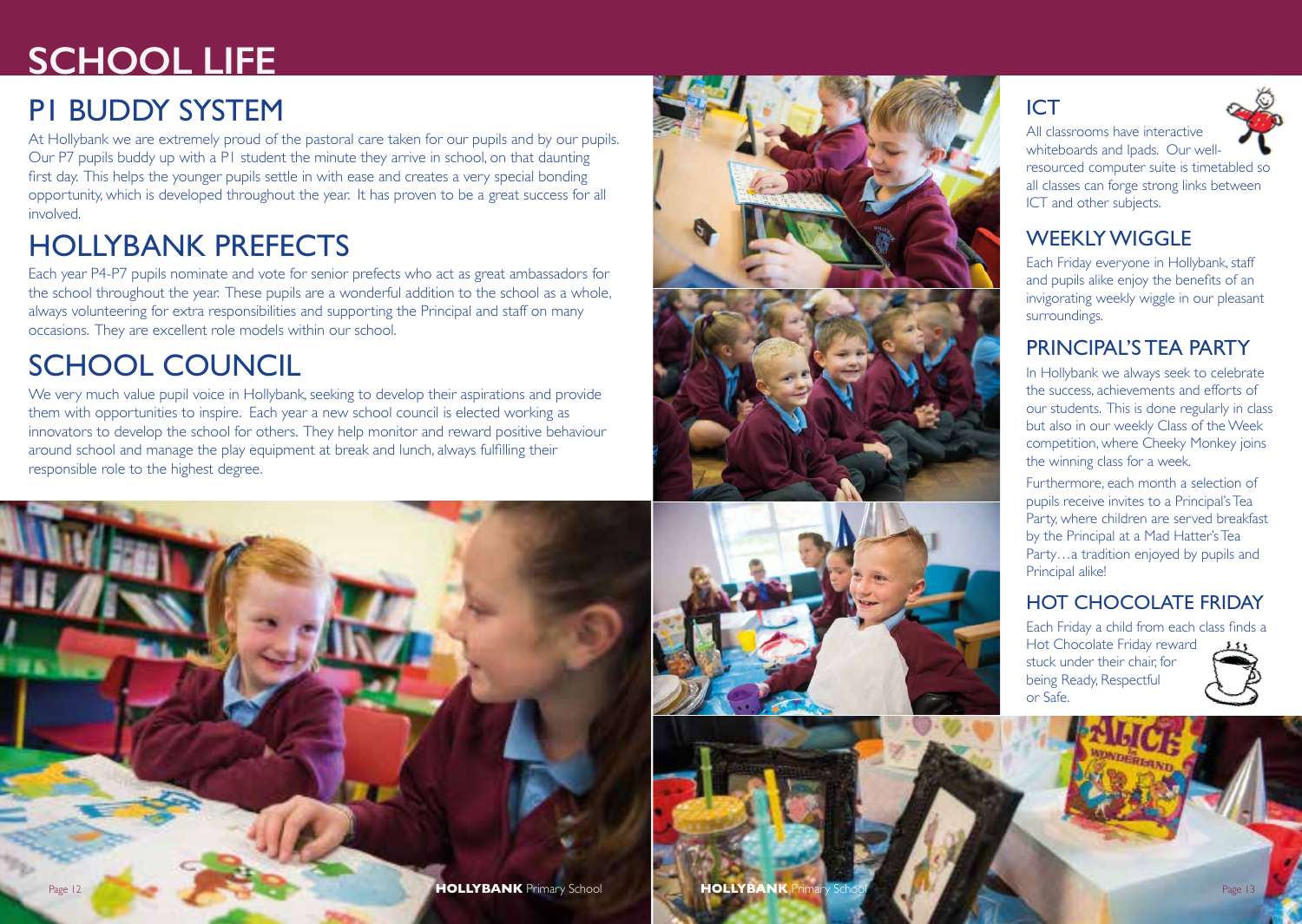# SCHOOL LIFE

## P1 BUDDY SYSTEM

At Hollybank we are extremely proud of the pastoral care taken for our pupils and by our pupils. Our P7 pupils buddy up with a P1 student the minute they arrive in school, on that daunting first day. This helps the younger pupils settle in with ease and creates a very special bonding opportunity, which is developed throughout the year. It has proven to be a great success for all involved.

## HOLLYBANK PREFECTS

Each year P4-P7 pupils nominate and vote for senior prefects who act as great ambassadors for the school throughout the year. These pupils are a wonderful addition to the school as a whole, always volunteering for extra responsibilities and supporting the Principal and staff on many occasions. They are excellent role models within our school.

## SCHOOL COUNCIL

We very much value pupil voice in Hollybank, seeking to develop their aspirations and provide them with opportunities to inspire. Each year a new school council is elected working as innovators to develop the school for others. They help monitor and reward positive behaviour around school and manage the play equipment at break and lunch, always fulfilling their responsible role to the highest degree.

## ICT

All classrooms have interactive whiteboards and Ipads. Our well-resourced computer suite is timetabled so all classes can forge strong links between ICT and other subjects.

## WEEKLY WIGGLE

Each Friday everyone in Hollybank, staff and pupils alike enjoy the benefits of an invigorating weekly wiggle in our pleasant surroundings.

## PRINCIPAL'S TEA PARTY

In Hollybank we always seek to celebrate the success, achievements and efforts of our students. This is done regularly in class but also in our weekly Class of the Week competition, where Cheeky Monkey joins the winning class for a week.

Furthermore, each month a selection of pupils receive invites to a Principal's Tea Party, where children are served breakfast by the Principal at a Mad Hatter's Tea Party…a tradition enjoyed by pupils and Principal alike!

## HOT CHOCOLATE FRIDAY

Each Friday a child from each class finds a Hot Chocolate Friday reward stuck under their chair, for being Ready, Respectful or Safe.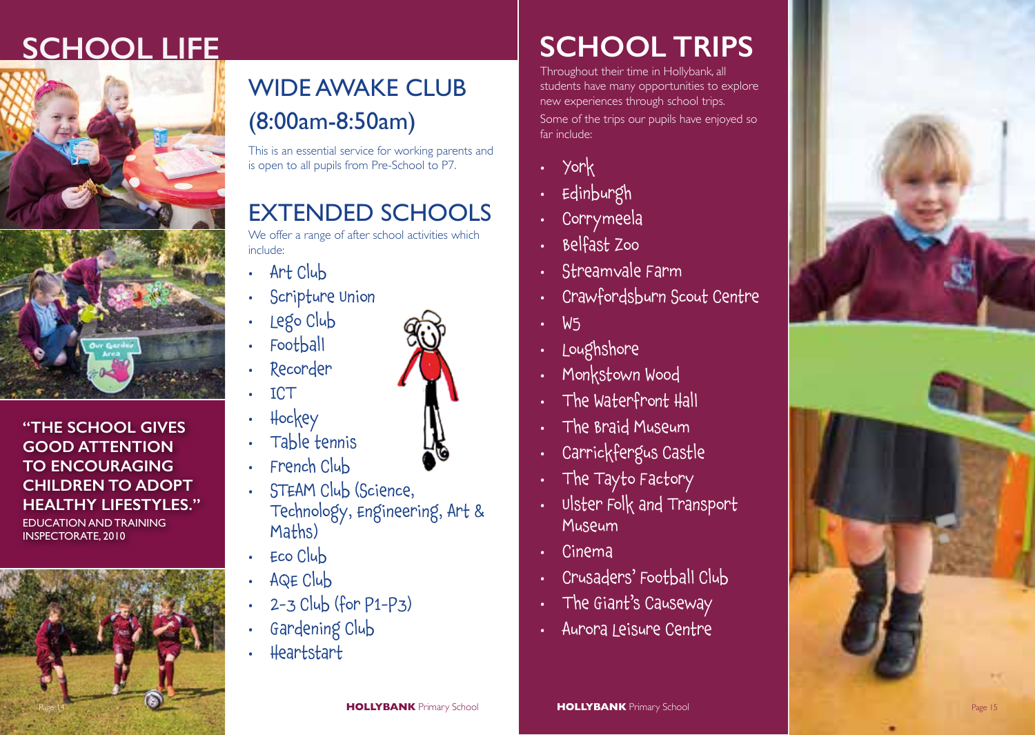# SCHOOL LIFE

**"THE SCHOOL GIVES GOOD ATTENTION TO ENCOURAGING CHILDREN TO ADOPT HEALTHY LIFESTYLES."**

EDUCATION AND TRAINING INSPECTORATE, 2010

## WIDE AWAKE CLUB (8:00am-8:50am)

This is an essential service for working parents and is open to all pupils from Pre-School to P7.

## EXTENDED SCHOOLS

We offer a range of after school activities which include:

- Art Club
- Scripture Union
- Lego Club
- Football
- Recorder
- ICT
- Hockey
- Table tennis
- French Club
- STEAM Club (Science, Technology, Engineering, Art & Maths)
- Eco Club
- AQE Club
- 2-3 Club (for P1-P3)
- Gardening Club
- Heartstart

# SCHOOL TRIPS

Throughout their time in Hollybank, all students have many opportunities to explore new experiences through school trips.

Some of the trips our pupils have enjoyed so far include:

- York
- Edinburgh
- Corrymeela
- Belfast Zoo
- Streamvale Farm
- Crawfordsburn Scout Centre
- W5
- Loughshore
- Monkstown Wood
- The Waterfront Hall
- The Braid Museum
- Carrickfergus Castle
- The Tayto Factory
- Ulster Folk and Transport Museum
- Cinema
- Crusaders' Football Club
- The Giant's Causeway
- Aurora Leisure Centre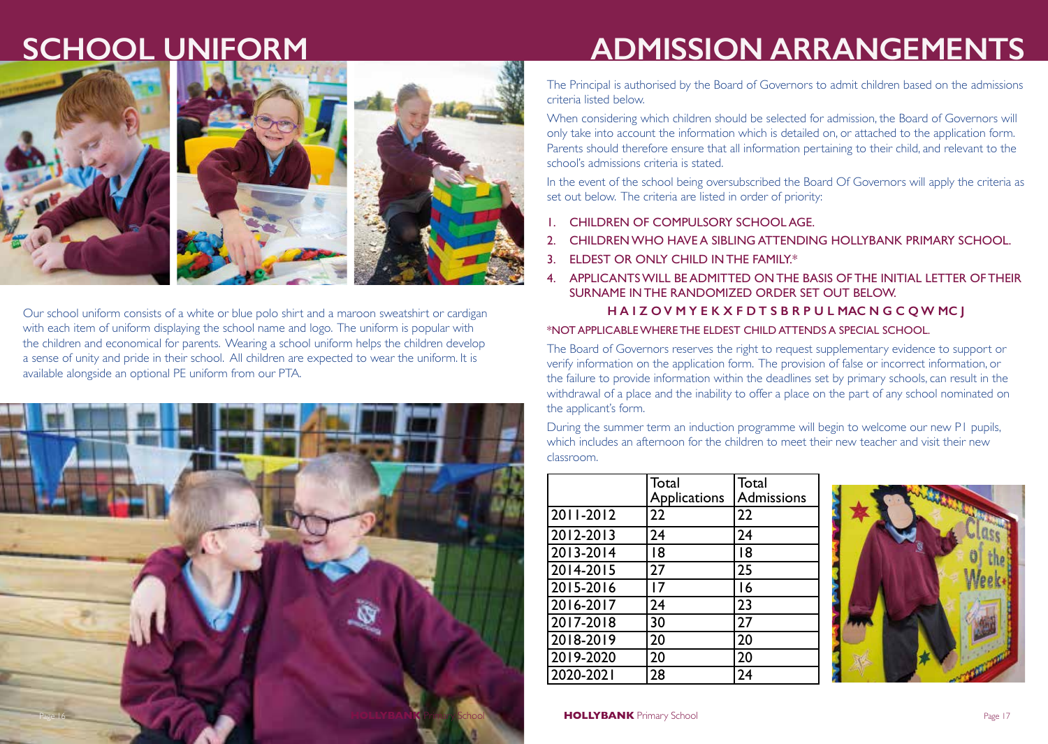# SCHOOL UNIFORM

Our school uniform consists of a white or blue polo shirt and a maroon sweatshirt or cardigan with each item of uniform displaying the school name and logo. The uniform is popular with the children and economical for parents. Wearing a school uniform helps the children develop a sense of unity and pride in their school. All children are expected to wear the uniform. It is available alongside an optional PE uniform from our PTA.

# ADMISSION ARRANGEMENTS

The Principal is authorised by the Board of Governors to admit children based on the admissions criteria listed below.

When considering which children should be selected for admission, the Board of Governors will only take into account the information which is detailed on, or attached to the application form. Parents should therefore ensure that all information pertaining to their child, and relevant to the school's admissions criteria is stated.

In the event of the school being oversubscribed the Board Of Governors will apply the criteria as set out below. The criteria are listed in order of priority:

1. CHILDREN OF COMPULSORY SCHOOL AGE.
2. CHILDREN WHO HAVE A SIBLING ATTENDING HOLLYBANK PRIMARY SCHOOL.
3. ELDEST OR ONLY CHILD IN THE FAMILY.*
4. APPLICANTS WILL BE ADMITTED ON THE BASIS OF THE INITIAL LETTER OF THEIR SURNAME IN THE RANDOMIZED ORDER SET OUT BELOW.

**H A I Z O V M Y E K X F D T S B R P U L MAC N G C Q W MC J**

*NOT APPLICABLE WHERE THE ELDEST CHILD ATTENDS A SPECIAL SCHOOL.

The Board of Governors reserves the right to request supplementary evidence to support or verify information on the application form. The provision of false or incorrect information, or the failure to provide information within the deadlines set by primary schools, can result in the withdrawal of a place and the inability to offer a place on the part of any school nominated on the applicant's form.

During the summer term an induction programme will begin to welcome our new P1 pupils, which includes an afternoon for the children to meet their new teacher and visit their new classroom.

| | Total Applications | Total Admissions |
|---|---|---|
| 2011-2012 | 22 | 22 |
| 2012-2013 | 24 | 24 |
| 2013-2014 | 18 | 18 |
| 2014-2015 | 27 | 25 |
| 2015-2016 | 17 | 16 |
| 2016-2017 | 24 | 23 |
| 2017-2018 | 30 | 27 |
| 2018-2019 | 20 | 20 |
| 2019-2020 | 20 | 20 |
| 2020-2021 | 28 | 24 |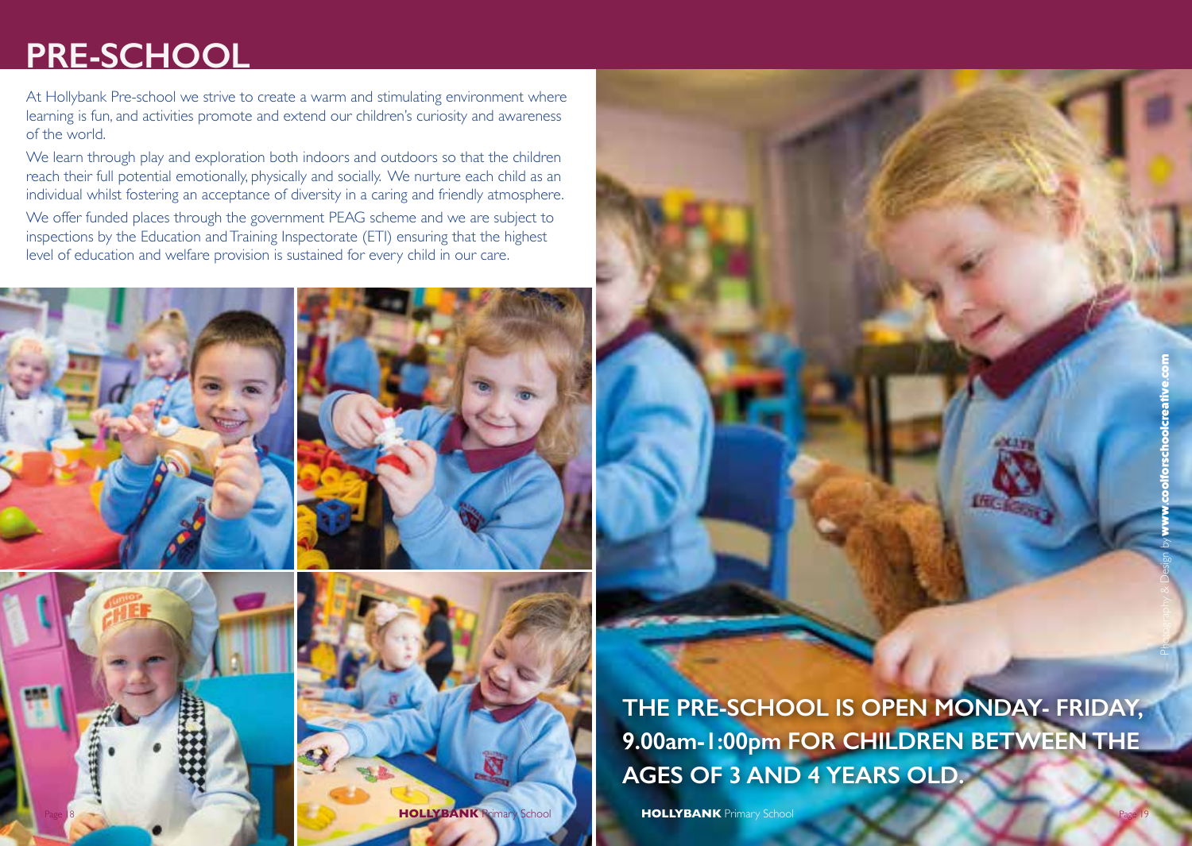# PRE-SCHOOL

At Hollybank Pre-school we strive to create a warm and stimulating environment where learning is fun, and activities promote and extend our children's curiosity and awareness of the world.

We learn through play and exploration both indoors and outdoors so that the children reach their full potential emotionally, physically and socially. We nurture each child as an individual whilst fostering an acceptance of diversity in a caring and friendly atmosphere.

We offer funded places through the government PEAG scheme and we are subject to inspections by the Education and Training Inspectorate (ETI) ensuring that the highest level of education and welfare provision is sustained for every child in our care.

**THE PRE-SCHOOL IS OPEN MONDAY- FRIDAY, 9.00am-1:00pm FOR CHILDREN BETWEEN THE AGES OF 3 AND 4 YEARS OLD.**

Photography & Design by www.coolforschoolcreative.com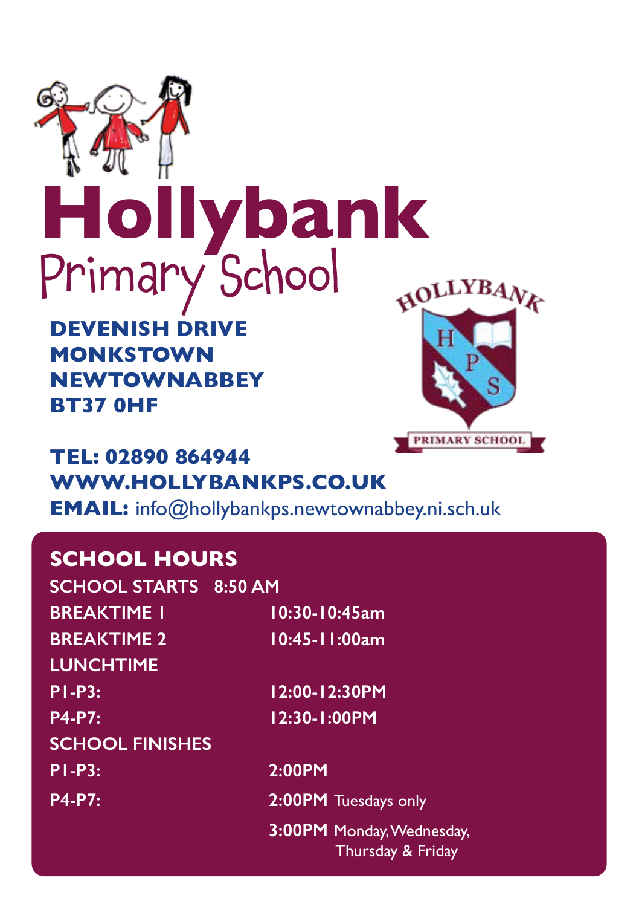# Hollybank

## Primary School

**DEVENISH DRIVE**
**MONKSTOWN**
**NEWTOWNABBEY**
**BT37 0HF**

HOLLYBANK
H P S
PRIMARY SCHOOL

**TEL: 02890 864944**
**WWW.HOLLYBANKPS.CO.UK**
**EMAIL:** info@hollybankps.newtownabbey.ni.sch.uk

## SCHOOL HOURS

| | |
|---|---|
| SCHOOL STARTS | 8:50 AM |
| BREAKTIME 1 | 10:30-10:45am |
| BREAKTIME 2 | 10:45-11:00am |
| LUNCHTIME | |
| P1-P3: | 12:00-12:30PM |
| P4-P7: | 12:30-1:00PM |
| SCHOOL FINISHES | |
| P1-P3: | 2:00PM |
| P4-P7: | 2:00PM Tuesdays only |
| | 3:00PM Monday, Wednesday, Thursday & Friday |